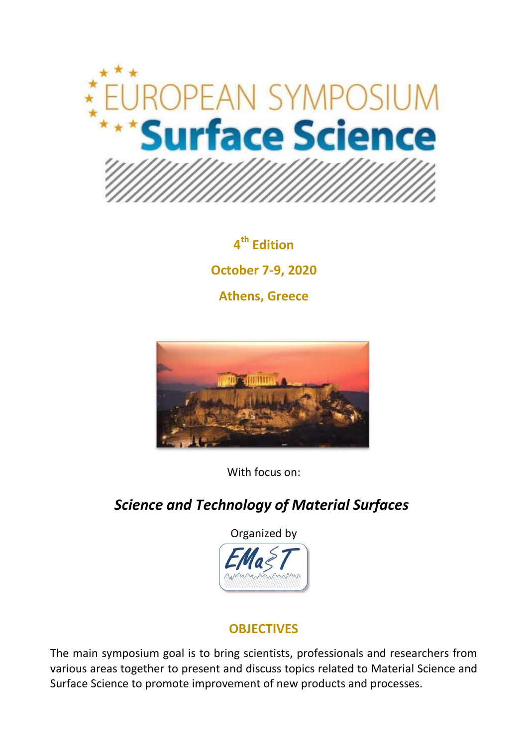# EUROPEAN SYMPOSIUM Surface Science

**4th Edition**

**October 7-9, 2020**

**Athens, Greece**

With focus on:

## *Science and Technology of Material Surfaces*

Organized by

EMaST

## OBJECTIVES

The main symposium goal is to bring scientists, professionals and researchers from various areas together to present and discuss topics related to Material Science and Surface Science to promote improvement of new products and processes.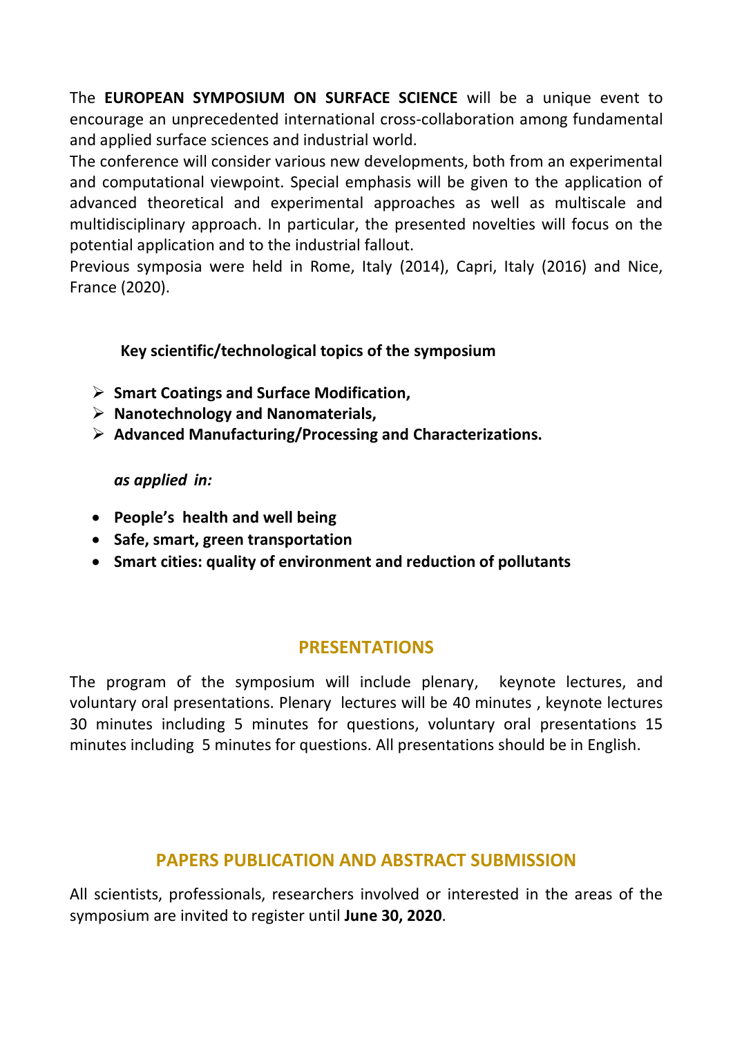The **EUROPEAN SYMPOSIUM ON SURFACE SCIENCE** will be a unique event to encourage an unprecedented international cross-collaboration among fundamental and applied surface sciences and industrial world.

The conference will consider various new developments, both from an experimental and computational viewpoint. Special emphasis will be given to the application of advanced theoretical and experimental approaches as well as multiscale and multidisciplinary approach. In particular, the presented novelties will focus on the potential application and to the industrial fallout.

Previous symposia were held in Rome, Italy (2014), Capri, Italy (2016) and Nice, France (2020).

**Key scientific/technological topics of the symposium**

- **Smart Coatings and Surface Modification,**
- **Nanotechnology and Nanomaterials,**
- **Advanced Manufacturing/Processing and Characterizations.**

***as applied in:***

- **People's health and well being**
- **Safe, smart, green transportation**
- **Smart cities: quality of environment and reduction of pollutants**

## PRESENTATIONS

The program of the symposium will include plenary, keynote lectures, and voluntary oral presentations. Plenary lectures will be 40 minutes , keynote lectures 30 minutes including 5 minutes for questions, voluntary oral presentations 15 minutes including 5 minutes for questions. All presentations should be in English.

## PAPERS PUBLICATION AND ABSTRACT SUBMISSION

All scientists, professionals, researchers involved or interested in the areas of the symposium are invited to register until **June 30, 2020**.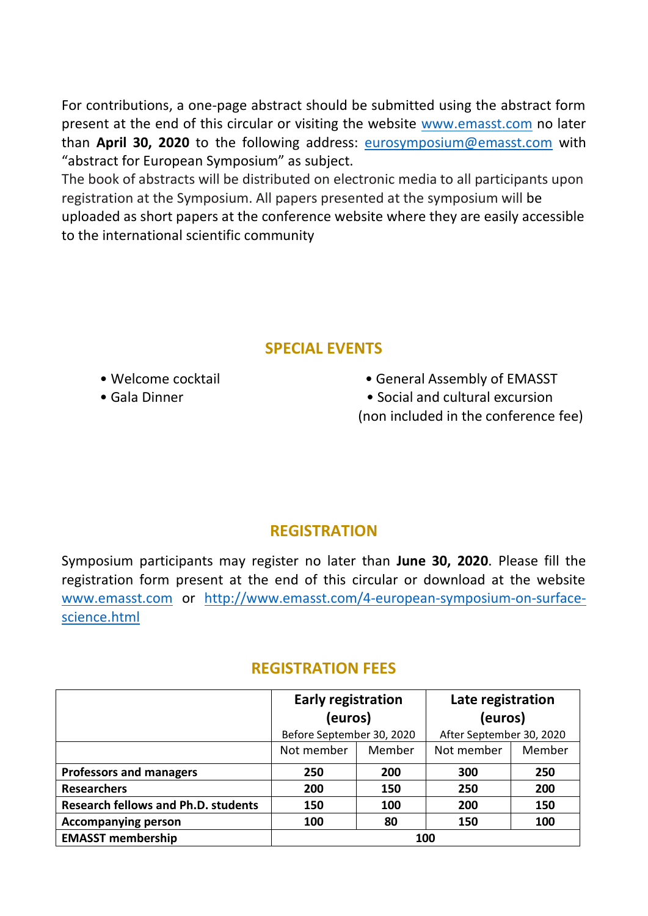For contributions, a one-page abstract should be submitted using the abstract form present at the end of this circular or visiting the website [www.emasst.com](http://www.emasst.com) no later than **April 30, 2020** to the following address: [eurosymposium@emasst.com](mailto:eurosymposium@emasst.com) with "abstract for European Symposium" as subject.

The book of abstracts will be distributed on electronic media to all participants upon registration at the Symposium. All papers presented at the symposium will be uploaded as short papers at the conference website where they are easily accessible to the international scientific community

## SPECIAL EVENTS

- Welcome cocktail
- Gala Dinner
- General Assembly of EMASST
- Social and cultural excursion (non included in the conference fee)

## REGISTRATION

Symposium participants may register no later than **June 30, 2020**. Please fill the registration form present at the end of this circular or download at the website [www.emasst.com](http://www.emasst.com) or [http://www.emasst.com/4-european-symposium-on-surface-science.html](http://www.emasst.com/4-european-symposium-on-surface-science.html)

## REGISTRATION FEES

| | **Early registration (euros)** Before September 30, 2020 | | **Late registration (euros)** After September 30, 2020 | |
|---|---|---|---|---|
| | Not member | Member | Not member | Member |
| **Professors and managers** | **250** | **200** | **300** | **250** |
| **Researchers** | **200** | **150** | **250** | **200** |
| **Research fellows and Ph.D. students** | **150** | **100** | **200** | **150** |
| **Accompanying person** | **100** | **80** | **150** | **100** |
| **EMASST membership** | **100** | | | |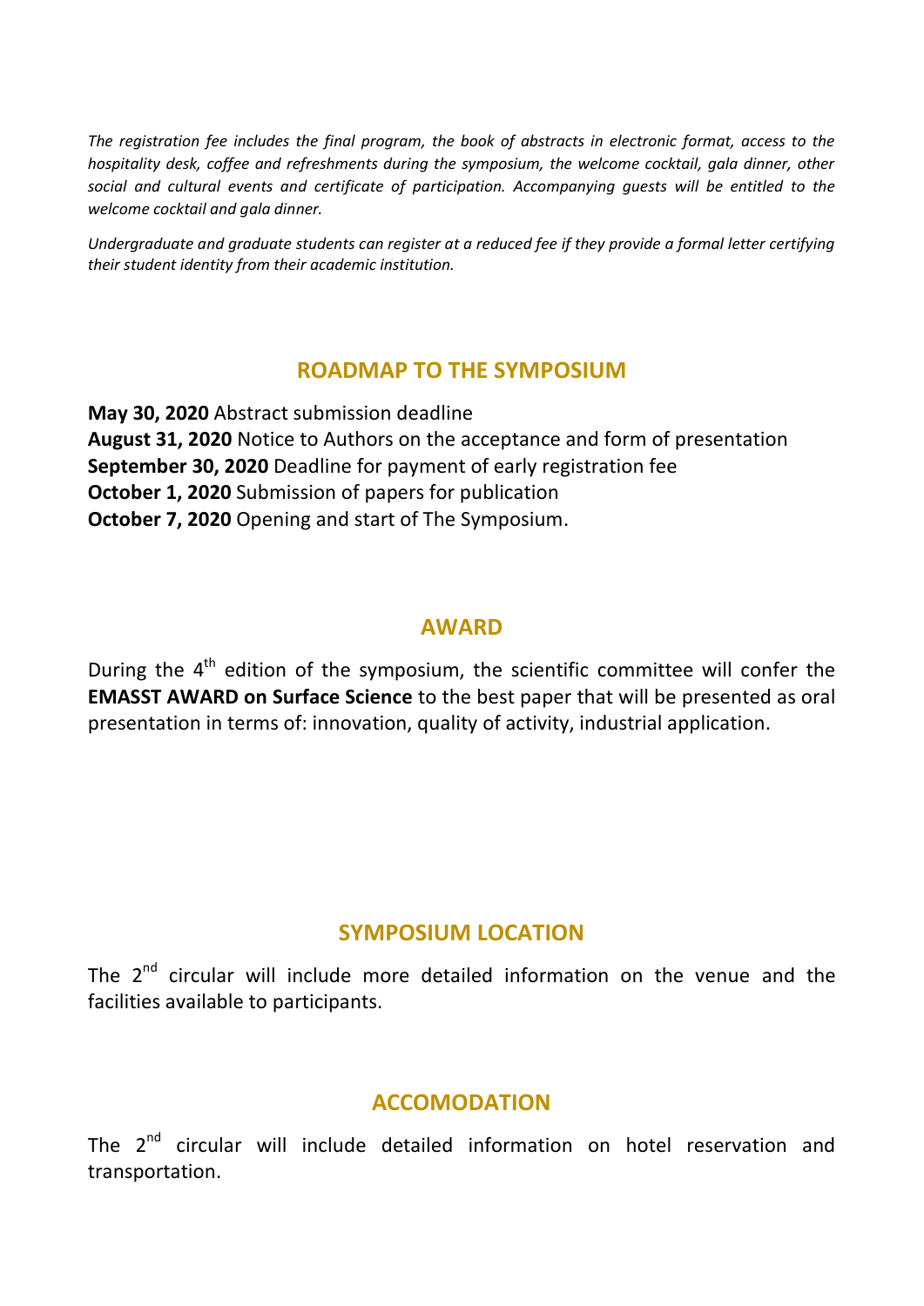*The registration fee includes the final program, the book of abstracts in electronic format, access to the hospitality desk, coffee and refreshments during the symposium, the welcome cocktail, gala dinner, other social and cultural events and certificate of participation. Accompanying guests will be entitled to the welcome cocktail and gala dinner.*

*Undergraduate and graduate students can register at a reduced fee if they provide a formal letter certifying their student identity from their academic institution.*

## ROADMAP TO THE SYMPOSIUM

**May 30, 2020** Abstract submission deadline
**August 31, 2020** Notice to Authors on the acceptance and form of presentation
**September 30, 2020** Deadline for payment of early registration fee
**October 1, 2020** Submission of papers for publication
**October 7, 2020** Opening and start of The Symposium.

## AWARD

During the 4th edition of the symposium, the scientific committee will confer the **EMASST AWARD on Surface Science** to the best paper that will be presented as oral presentation in terms of: innovation, quality of activity, industrial application.

## SYMPOSIUM LOCATION

The 2nd circular will include more detailed information on the venue and the facilities available to participants.

## ACCOMODATION

The 2nd circular will include detailed information on hotel reservation and transportation.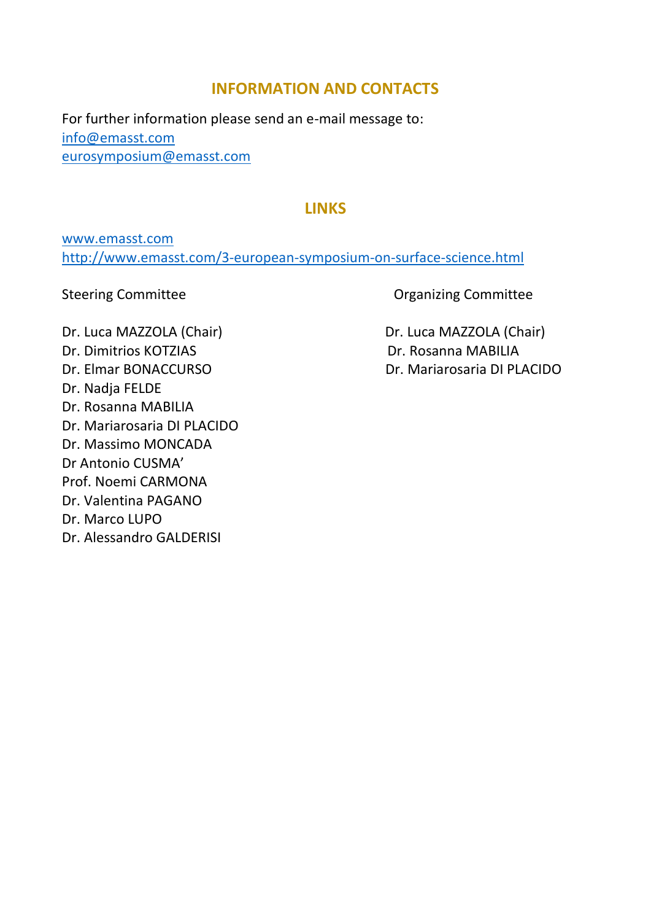## INFORMATION AND CONTACTS

For further information please send an e-mail message to:
info@emasst.com
eurosymposium@emasst.com

## LINKS

www.emasst.com
http://www.emasst.com/3-european-symposium-on-surface-science.html

Steering Committee

Dr. Luca MAZZOLA (Chair)
Dr. Dimitrios KOTZIAS
Dr. Elmar BONACCURSO
Dr. Nadja FELDE
Dr. Rosanna MABILIA
Dr. Mariarosaria DI PLACIDO
Dr. Massimo MONCADA
Dr Antonio CUSMA'
Prof. Noemi CARMONA
Dr. Valentina PAGANO
Dr. Marco LUPO
Dr. Alessandro GALDERISI

Organizing Committee

Dr. Luca MAZZOLA (Chair)
Dr. Rosanna MABILIA
Dr. Mariarosaria DI PLACIDO